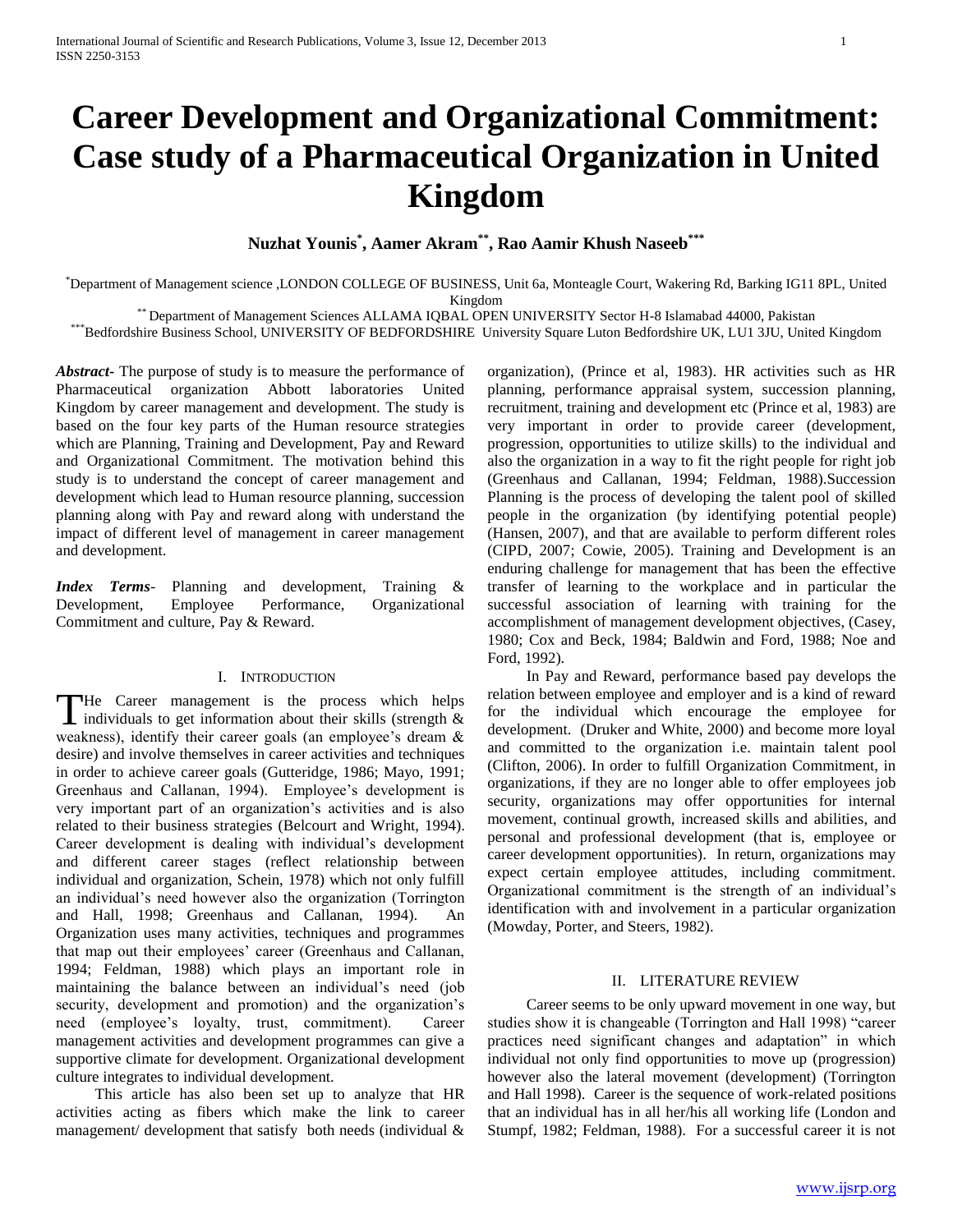# Career Development and Organizational Commitment: Case study of a Pharmaceutical Organization in United Kingdom

**Nuzhat Younis[*], Aamer Akram[**], Rao Aamir Khush Naseeb[***]**

[*]Department of Management science ,LONDON COLLEGE OF BUSINESS, Unit 6a, Monteagle Court, Wakering Rd, Barking IG11 8PL, United Kingdom

[**] Department of Management Sciences ALLAMA IQBAL OPEN UNIVERSITY Sector H-8 Islamabad 44000, Pakistan

[***]Bedfordshire Business School, UNIVERSITY OF BEDFORDSHIRE University Square Luton Bedfordshire UK, LU1 3JU, United Kingdom

***Abstract***- The purpose of study is to measure the performance of Pharmaceutical organization Abbott laboratories United Kingdom by career management and development. The study is based on the four key parts of the Human resource strategies which are Planning, Training and Development, Pay and Reward and Organizational Commitment. The motivation behind this study is to understand the concept of career management and development which lead to Human resource planning, succession planning along with Pay and reward along with understand the impact of different level of management in career management and development.

***Index Terms***- Planning and development, Training & Development, Employee Performance, Organizational Commitment and culture, Pay & Reward.

## I. Introduction

THe Career management is the process which helps individuals to get information about their skills (strength & weakness), identify their career goals (an employee's dream & desire) and involve themselves in career activities and techniques in order to achieve career goals (Gutteridge, 1986; Mayo, 1991; Greenhaus and Callanan, 1994). Employee's development is very important part of an organization's activities and is also related to their business strategies (Belcourt and Wright, 1994). Career development is dealing with individual's development and different career stages (reflect relationship between individual and organization, Schein, 1978) which not only fulfill an individual's need however also the organization (Torrington and Hall, 1998; Greenhaus and Callanan, 1994). An Organization uses many activities, techniques and programmes that map out their employees' career (Greenhaus and Callanan, 1994; Feldman, 1988) which plays an important role in maintaining the balance between an individual's need (job security, development and promotion) and the organization's need (employee's loyalty, trust, commitment). Career management activities and development programmes can give a supportive climate for development. Organizational development culture integrates to individual development.

This article has also been set up to analyze that HR activities acting as fibers which make the link to career management/ development that satisfy both needs (individual & organization), (Prince et al, 1983). HR activities such as HR planning, performance appraisal system, succession planning, recruitment, training and development etc (Prince et al, 1983) are very important in order to provide career (development, progression, opportunities to utilize skills) to the individual and also the organization in a way to fit the right people for right job (Greenhaus and Callanan, 1994; Feldman, 1988).Succession Planning is the process of developing the talent pool of skilled people in the organization (by identifying potential people) (Hansen, 2007), and that are available to perform different roles (CIPD, 2007; Cowie, 2005). Training and Development is an enduring challenge for management that has been the effective transfer of learning to the workplace and in particular the successful association of learning with training for the accomplishment of management development objectives, (Casey, 1980; Cox and Beck, 1984; Baldwin and Ford, 1988; Noe and Ford, 1992).

In Pay and Reward, performance based pay develops the relation between employee and employer and is a kind of reward for the individual which encourage the employee for development. (Druker and White, 2000) and become more loyal and committed to the organization i.e. maintain talent pool (Clifton, 2006). In order to fulfill Organization Commitment, in organizations, if they are no longer able to offer employees job security, organizations may offer opportunities for internal movement, continual growth, increased skills and abilities, and personal and professional development (that is, employee or career development opportunities). In return, organizations may expect certain employee attitudes, including commitment. Organizational commitment is the strength of an individual's identification with and involvement in a particular organization (Mowday, Porter, and Steers, 1982).

## II. Literature Review

Career seems to be only upward movement in one way, but studies show it is changeable (Torrington and Hall 1998) "career practices need significant changes and adaptation" in which individual not only find opportunities to move up (progression) however also the lateral movement (development) (Torrington and Hall 1998). Career is the sequence of work-related positions that an individual has in all her/his all working life (London and Stumpf, 1982; Feldman, 1988). For a successful career it is not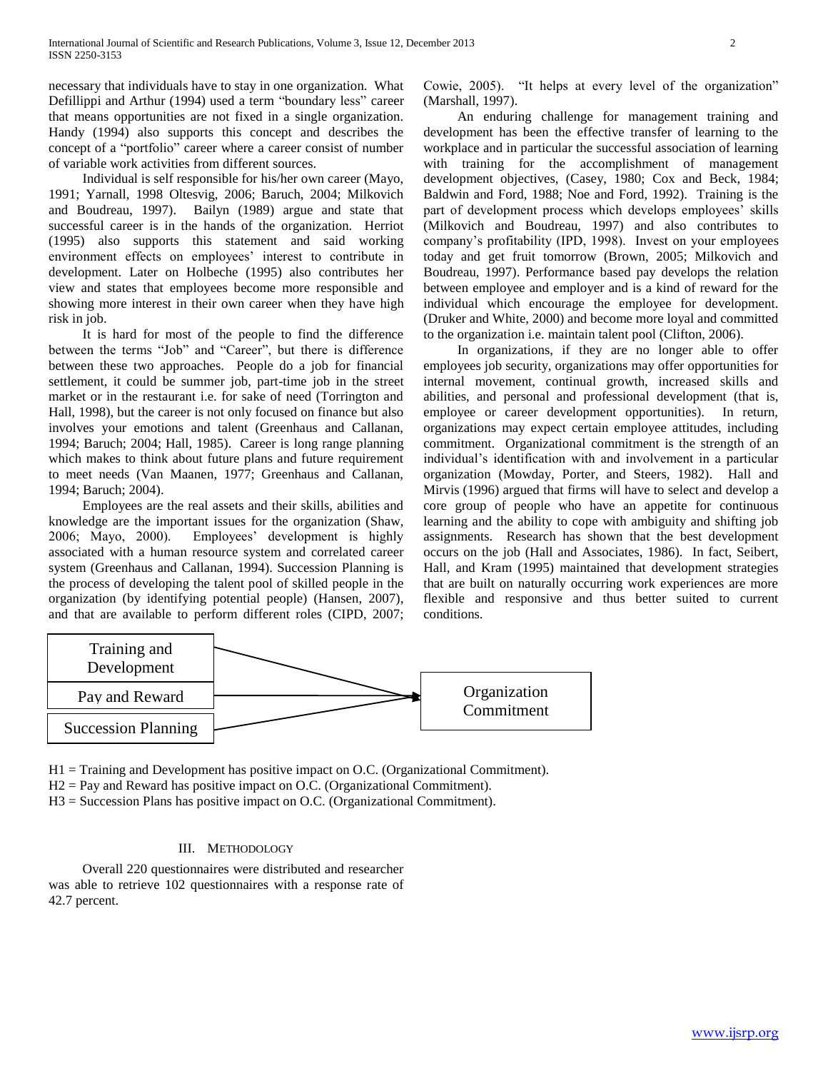necessary that individuals have to stay in one organization. What Defillippi and Arthur (1994) used a term "boundary less" career that means opportunities are not fixed in a single organization. Handy (1994) also supports this concept and describes the concept of a "portfolio" career where a career consist of number of variable work activities from different sources.

Individual is self responsible for his/her own career (Mayo, 1991; Yarnall, 1998 Oltesvig, 2006; Baruch, 2004; Milkovich and Boudreau, 1997). Bailyn (1989) argue and state that successful career is in the hands of the organization. Herriot (1995) also supports this statement and said working environment effects on employees' interest to contribute in development. Later on Holbeche (1995) also contributes her view and states that employees become more responsible and showing more interest in their own career when they have high risk in job.

It is hard for most of the people to find the difference between the terms "Job" and "Career", but there is difference between these two approaches. People do a job for financial settlement, it could be summer job, part-time job in the street market or in the restaurant i.e. for sake of need (Torrington and Hall, 1998), but the career is not only focused on finance but also involves your emotions and talent (Greenhaus and Callanan, 1994; Baruch; 2004; Hall, 1985). Career is long range planning which makes to think about future plans and future requirement to meet needs (Van Maanen, 1977; Greenhaus and Callanan, 1994; Baruch; 2004).

Employees are the real assets and their skills, abilities and knowledge are the important issues for the organization (Shaw, 2006; Mayo, 2000). Employees' development is highly associated with a human resource system and correlated career system (Greenhaus and Callanan, 1994). Succession Planning is the process of developing the talent pool of skilled people in the organization (by identifying potential people) (Hansen, 2007), and that are available to perform different roles (CIPD, 2007; Cowie, 2005). "It helps at every level of the organization" (Marshall, 1997).

An enduring challenge for management training and development has been the effective transfer of learning to the workplace and in particular the successful association of learning with training for the accomplishment of management development objectives, (Casey, 1980; Cox and Beck, 1984; Baldwin and Ford, 1988; Noe and Ford, 1992). Training is the part of development process which develops employees' skills (Milkovich and Boudreau, 1997) and also contributes to company's profitability (IPD, 1998). Invest on your employees today and get fruit tomorrow (Brown, 2005; Milkovich and Boudreau, 1997). Performance based pay develops the relation between employee and employer and is a kind of reward for the individual which encourage the employee for development. (Druker and White, 2000) and become more loyal and committed to the organization i.e. maintain talent pool (Clifton, 2006).

In organizations, if they are no longer able to offer employees job security, organizations may offer opportunities for internal movement, continual growth, increased skills and abilities, and personal and professional development (that is, employee or career development opportunities). In return, organizations may expect certain employee attitudes, including commitment. Organizational commitment is the strength of an individual's identification with and involvement in a particular organization (Mowday, Porter, and Steers, 1982). Hall and Mirvis (1996) argued that firms will have to select and develop a core group of people who have an appetite for continuous learning and the ability to cope with ambiguity and shifting job assignments. Research has shown that the best development occurs on the job (Hall and Associates, 1986). In fact, Seibert, Hall, and Kram (1995) maintained that development strategies that are built on naturally occurring work experiences are more flexible and responsive and thus better suited to current conditions.

Training and Development → Organization Commitment
Pay and Reward → Organization Commitment
Succession Planning → Organization Commitment

H1 = Training and Development has positive impact on O.C. (Organizational Commitment).

H2 = Pay and Reward has positive impact on O.C. (Organizational Commitment).

H3 = Succession Plans has positive impact on O.C. (Organizational Commitment).

## III. Methodology

Overall 220 questionnaires were distributed and researcher was able to retrieve 102 questionnaires with a response rate of 42.7 percent.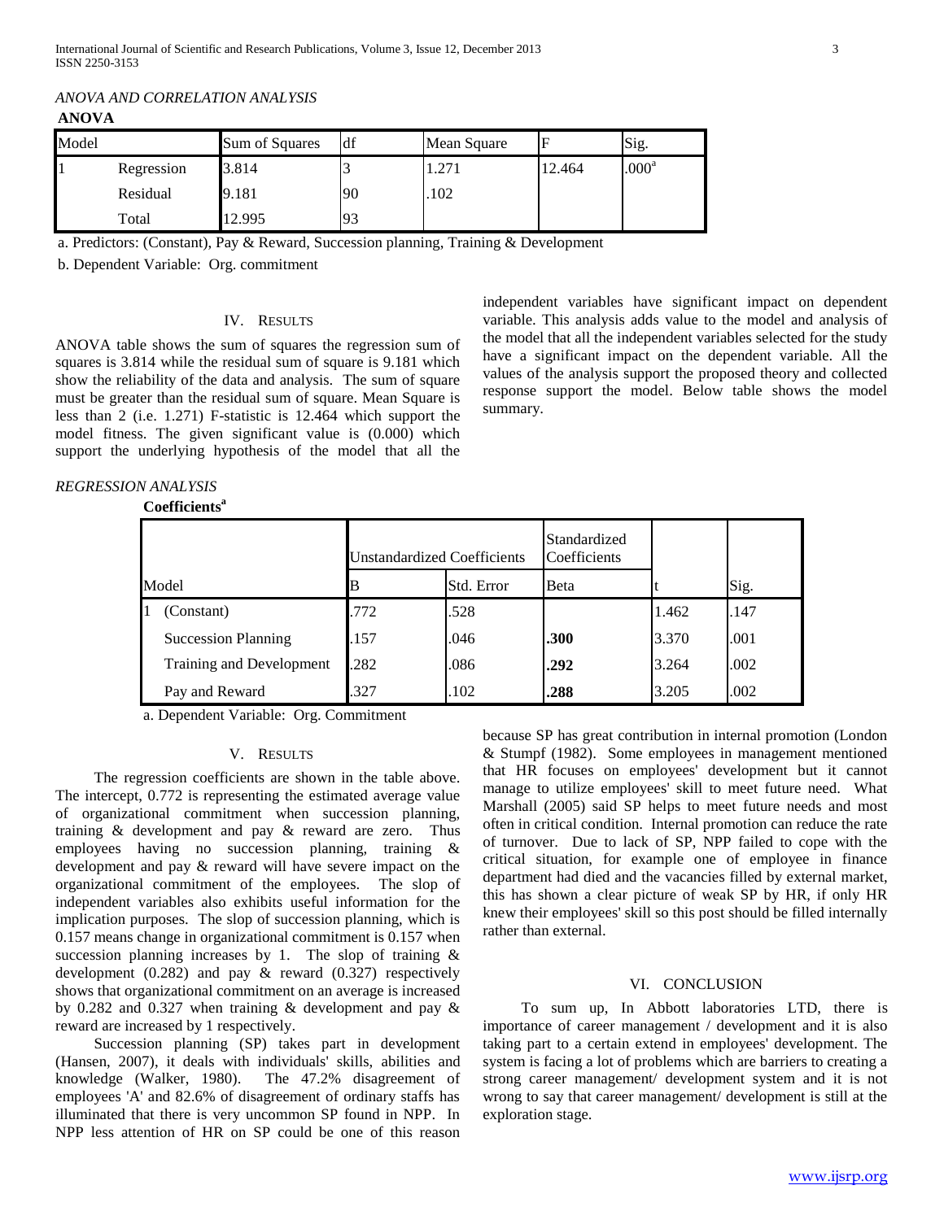*ANOVA AND CORRELATION ANALYSIS*

**ANOVA**

| Model | | Sum of Squares | df | Mean Square | F | Sig. |
|---|---|---|---|---|---|---|
| 1 | Regression | 3.814 | 3 | 1.271 | 12.464 | .000[a] |
| | Residual | 9.181 | 90 | .102 | | |
| | Total | 12.995 | 93 | | | |

a. Predictors: (Constant), Pay & Reward, Succession planning, Training & Development

b. Dependent Variable: Org. commitment

## IV. Results

ANOVA table shows the sum of squares the regression sum of squares is 3.814 while the residual sum of square is 9.181 which show the reliability of the data and analysis. The sum of square must be greater than the residual sum of square. Mean Square is less than 2 (i.e. 1.271) F-statistic is 12.464 which support the model fitness. The given significant value is (0.000) which support the underlying hypothesis of the model that all the independent variables have significant impact on dependent variable. This analysis adds value to the model and analysis of the model that all the independent variables selected for the study have a significant impact on the dependent variable. All the values of the analysis support the proposed theory and collected response support the model. Below table shows the model summary.

*REGRESSION ANALYSIS*

**Coefficients[a]**

| Model | | Unstandardized Coefficients | | Standardized Coefficients | t | Sig. |
|---|---|---|---|---|---|---|
| | | B | Std. Error | Beta | | |
| 1 | (Constant) | .772 | .528 | | 1.462 | .147 |
| | Succession Planning | .157 | .046 | **.300** | 3.370 | .001 |
| | Training and Development | .282 | .086 | **.292** | 3.264 | .002 |
| | Pay and Reward | .327 | .102 | **.288** | 3.205 | .002 |

a. Dependent Variable: Org. Commitment

## V. Results

The regression coefficients are shown in the table above. The intercept, 0.772 is representing the estimated average value of organizational commitment when succession planning, training & development and pay & reward are zero. Thus employees having no succession planning, training & development and pay & reward will have severe impact on the organizational commitment of the employees. The slop of independent variables also exhibits useful information for the implication purposes. The slop of succession planning, which is 0.157 means change in organizational commitment is 0.157 when succession planning increases by 1. The slop of training & development (0.282) and pay & reward (0.327) respectively shows that organizational commitment on an average is increased by 0.282 and 0.327 when training & development and pay & reward are increased by 1 respectively.

Succession planning (SP) takes part in development (Hansen, 2007), it deals with individuals' skills, abilities and knowledge (Walker, 1980). The 47.2% disagreement of employees 'A' and 82.6% of disagreement of ordinary staffs has illuminated that there is very uncommon SP found in NPP. In NPP less attention of HR on SP could be one of this reason because SP has great contribution in internal promotion (London & Stumpf (1982). Some employees in management mentioned that HR focuses on employees' development but it cannot manage to utilize employees' skill to meet future need. What Marshall (2005) said SP helps to meet future needs and most often in critical condition. Internal promotion can reduce the rate of turnover. Due to lack of SP, NPP failed to cope with the critical situation, for example one of employee in finance department had died and the vacancies filled by external market, this has shown a clear picture of weak SP by HR, if only HR knew their employees' skill so this post should be filled internally rather than external.

## VI. Conclusion

To sum up, In Abbott laboratories LTD, there is importance of career management / development and it is also taking part to a certain extend in employees' development. The system is facing a lot of problems which are barriers to creating a strong career management/ development system and it is not wrong to say that career management/ development is still at the exploration stage.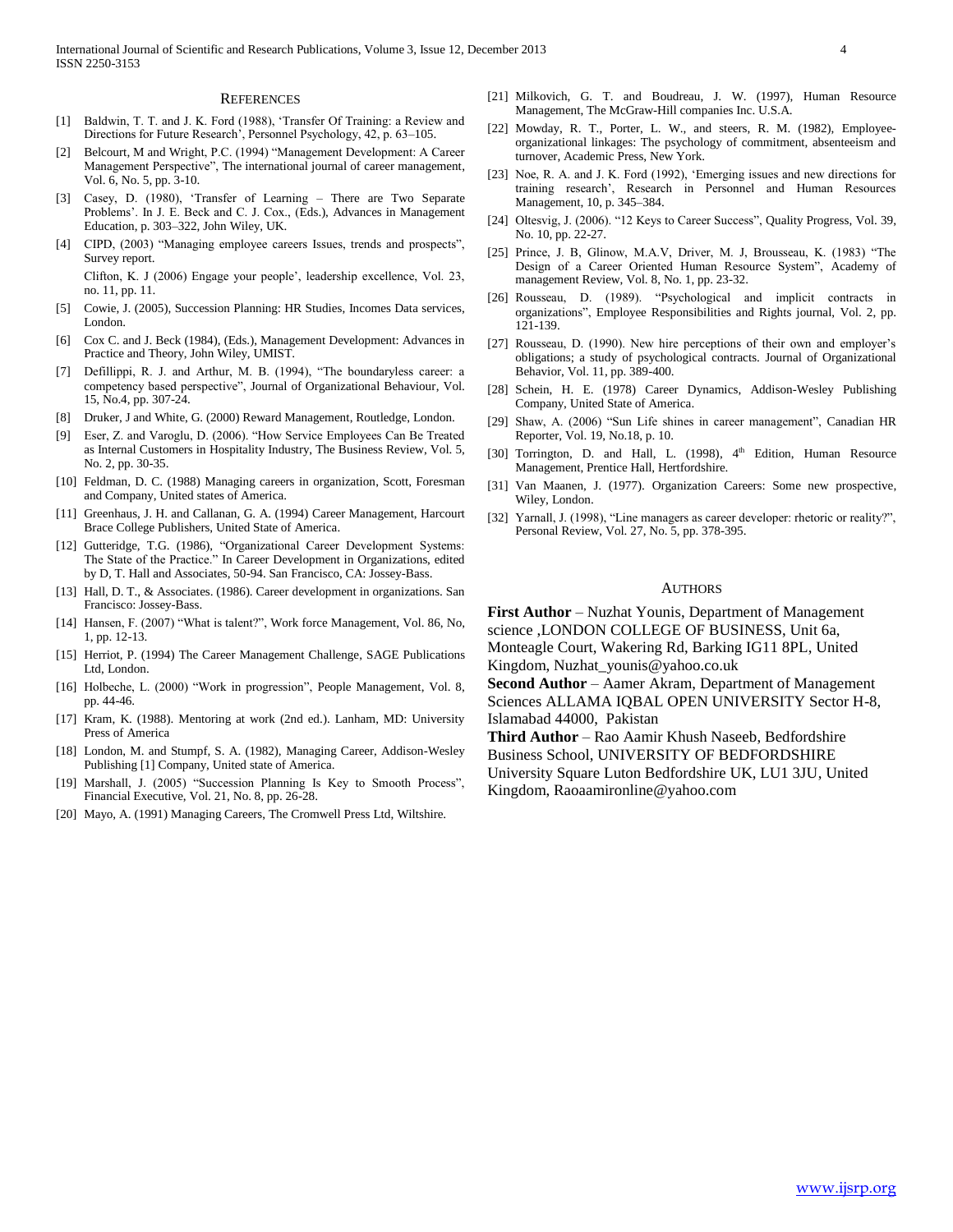## REFERENCES

[1] Baldwin, T. T. and J. K. Ford (1988), 'Transfer Of Training: a Review and Directions for Future Research', Personnel Psychology, 42, p. 63–105.

[2] Belcourt, M and Wright, P.C. (1994) "Management Development: A Career Management Perspective", The international journal of career management, Vol. 6, No. 5, pp. 3-10.

[3] Casey, D. (1980), 'Transfer of Learning – There are Two Separate Problems'. In J. E. Beck and C. J. Cox., (Eds.), Advances in Management Education, p. 303–322, John Wiley, UK.

[4] CIPD, (2003) "Managing employee careers Issues, trends and prospects", Survey report.

Clifton, K. J (2006) Engage your people', leadership excellence, Vol. 23, no. 11, pp. 11.

[5] Cowie, J. (2005), Succession Planning: HR Studies, Incomes Data services, London.

[6] Cox C. and J. Beck (1984), (Eds.), Management Development: Advances in Practice and Theory, John Wiley, UMIST.

[7] Defillippi, R. J. and Arthur, M. B. (1994), "The boundaryless career: a competency based perspective", Journal of Organizational Behaviour, Vol. 15, No.4, pp. 307-24.

[8] Druker, J and White, G. (2000) Reward Management, Routledge, London.

[9] Eser, Z. and Varoglu, D. (2006). "How Service Employees Can Be Treated as Internal Customers in Hospitality Industry, The Business Review, Vol. 5, No. 2, pp. 30-35.

[10] Feldman, D. C. (1988) Managing careers in organization, Scott, Foresman and Company, United states of America.

[11] Greenhaus, J. H. and Callanan, G. A. (1994) Career Management, Harcourt Brace College Publishers, United State of America.

[12] Gutteridge, T.G. (1986), "Organizational Career Development Systems: The State of the Practice." In Career Development in Organizations, edited by D, T. Hall and Associates, 50-94. San Francisco, CA: Jossey-Bass.

[13] Hall, D. T., & Associates. (1986). Career development in organizations. San Francisco: Jossey-Bass.

[14] Hansen, F. (2007) "What is talent?", Work force Management, Vol. 86, No, 1, pp. 12-13.

[15] Herriot, P. (1994) The Career Management Challenge, SAGE Publications Ltd, London.

[16] Holbeche, L. (2000) "Work in progression", People Management, Vol. 8, pp. 44-46.

[17] Kram, K. (1988). Mentoring at work (2nd ed.). Lanham, MD: University Press of America

[18] London, M. and Stumpf, S. A. (1982), Managing Career, Addison-Wesley Publishing [1] Company, United state of America.

[19] Marshall, J. (2005) "Succession Planning Is Key to Smooth Process", Financial Executive, Vol. 21, No. 8, pp. 26-28.

[20] Mayo, A. (1991) Managing Careers, The Cromwell Press Ltd, Wiltshire.

[21] Milkovich, G. T. and Boudreau, J. W. (1997), Human Resource Management, The McGraw-Hill companies Inc. U.S.A.

[22] Mowday, R. T., Porter, L. W., and steers, R. M. (1982), Employee-organizational linkages: The psychology of commitment, absenteeism and turnover, Academic Press, New York.

[23] Noe, R. A. and J. K. Ford (1992), 'Emerging issues and new directions for training research', Research in Personnel and Human Resources Management, 10, p. 345–384.

[24] Oltesvig, J. (2006). "12 Keys to Career Success", Quality Progress, Vol. 39, No. 10, pp. 22-27.

[25] Prince, J. B, Glinow, M.A.V, Driver, M. J, Brousseau, K. (1983) "The Design of a Career Oriented Human Resource System", Academy of management Review, Vol. 8, No. 1, pp. 23-32.

[26] Rousseau, D. (1989). "Psychological and implicit contracts in organizations", Employee Responsibilities and Rights journal, Vol. 2, pp. 121-139.

[27] Rousseau, D. (1990). New hire perceptions of their own and employer's obligations; a study of psychological contracts. Journal of Organizational Behavior, Vol. 11, pp. 389-400.

[28] Schein, H. E. (1978) Career Dynamics, Addison-Wesley Publishing Company, United State of America.

[29] Shaw, A. (2006) "Sun Life shines in career management", Canadian HR Reporter, Vol. 19, No.18, p. 10.

[30] Torrington, D. and Hall, L. (1998), 4th Edition, Human Resource Management, Prentice Hall, Hertfordshire.

[31] Van Maanen, J. (1977). Organization Careers: Some new prospective, Wiley, London.

[32] Yarnall, J. (1998), "Line managers as career developer: rhetoric or reality?", Personal Review, Vol. 27, No. 5, pp. 378-395.

## AUTHORS

**First Author** – Nuzhat Younis, Department of Management science ,LONDON COLLEGE OF BUSINESS, Unit 6a, Monteagle Court, Wakering Rd, Barking IG11 8PL, United Kingdom, Nuzhat_younis@yahoo.co.uk

**Second Author** – Aamer Akram, Department of Management Sciences ALLAMA IQBAL OPEN UNIVERSITY Sector H-8, Islamabad 44000, Pakistan

**Third Author** – Rao Aamir Khush Naseeb, Bedfordshire Business School, UNIVERSITY OF BEDFORDSHIRE University Square Luton Bedfordshire UK, LU1 3JU, United Kingdom, Raoaamironline@yahoo.com